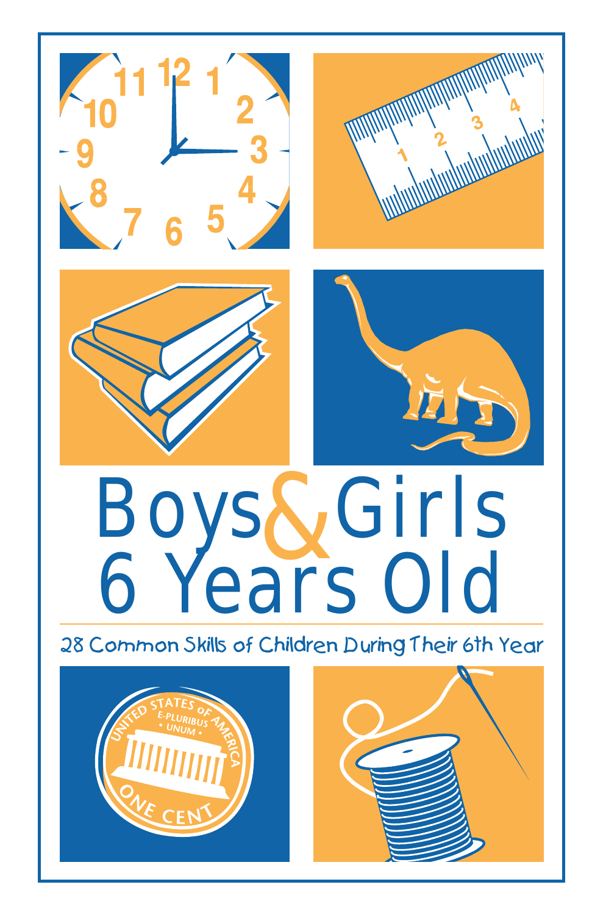# Boys & Girls 6 Years Old

28 Common Skills of Children During Their 6th Year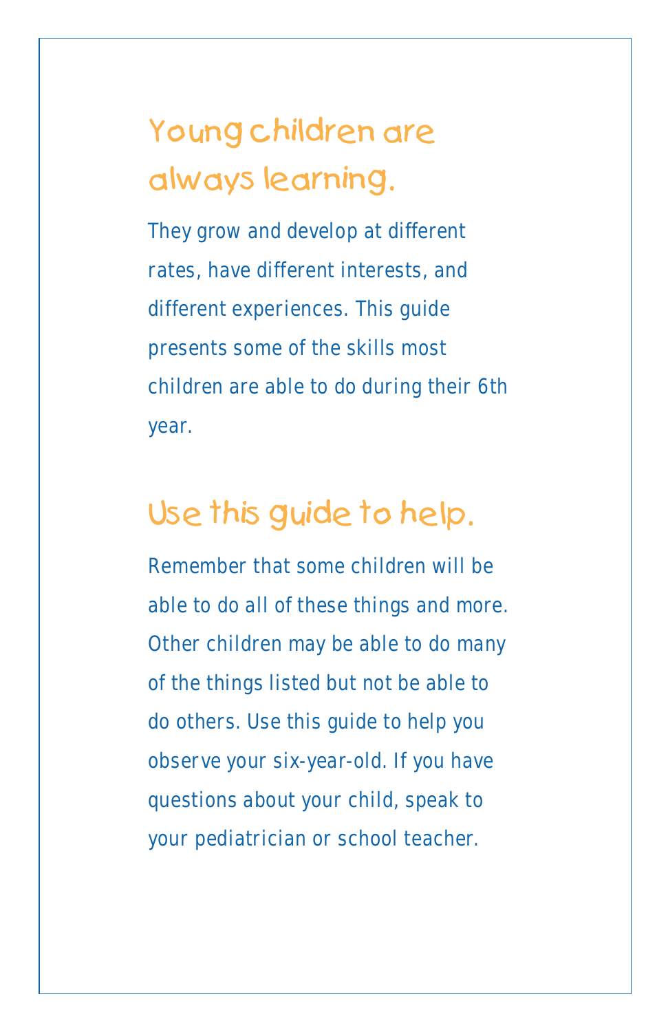## Young children are always learning.

They grow and develop at different rates, have different interests, and different experiences. This guide presents some of the skills most children are able to do during their 6th year.

## Use this guide to help.

Remember that some children will be able to do all of these things and more. Other children may be able to do many of the things listed but not be able to do others. Use this guide to help you observe your six-year-old. If you have questions about your child, speak to your pediatrician or school teacher.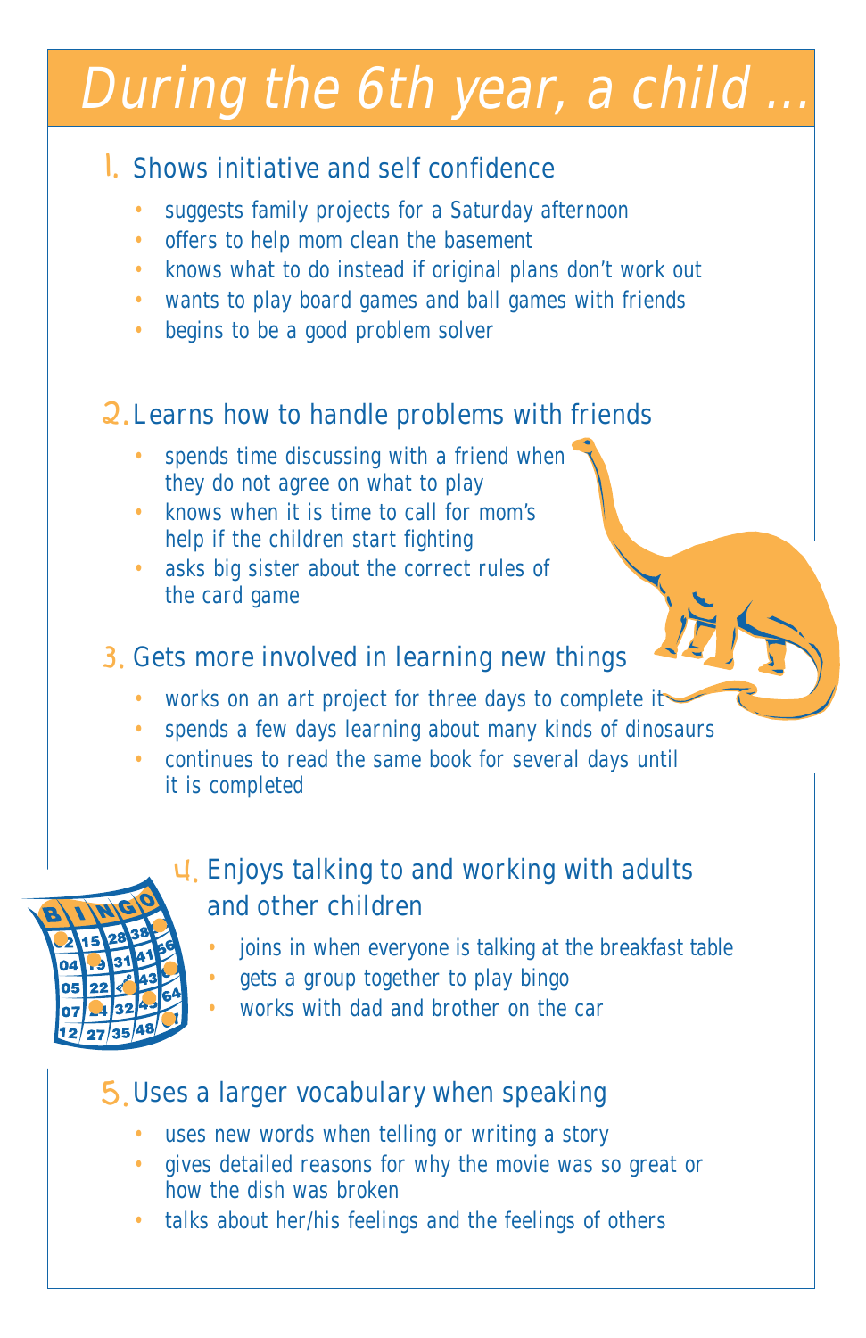# During the 6th year, a child ...

## 1. Shows initiative and self confidence

- suggests family projects for a Saturday afternoon
- offers to help mom clean the basement
- knows what to do instead if original plans don't work out
- wants to play board games and ball games with friends
- begins to be a good problem solver

## 2. Learns how to handle problems with friends

- spends time discussing with a friend when they do not agree on what to play
- knows when it is time to call for mom's help if the children start fighting
- asks big sister about the correct rules of the card game

## 3. Gets more involved in learning new things

- works on an art project for three days to complete it
- spends a few days learning about many kinds of dinosaurs
- continues to read the same book for several days until it is completed

## 4. Enjoys talking to and working with adults and other children

- joins in when everyone is talking at the breakfast table
- gets a group together to play bingo
- works with dad and brother on the car

## 5. Uses a larger vocabulary when speaking

- uses new words when telling or writing a story
- gives detailed reasons for why the movie was so great or how the dish was broken
- talks about her/his feelings and the feelings of others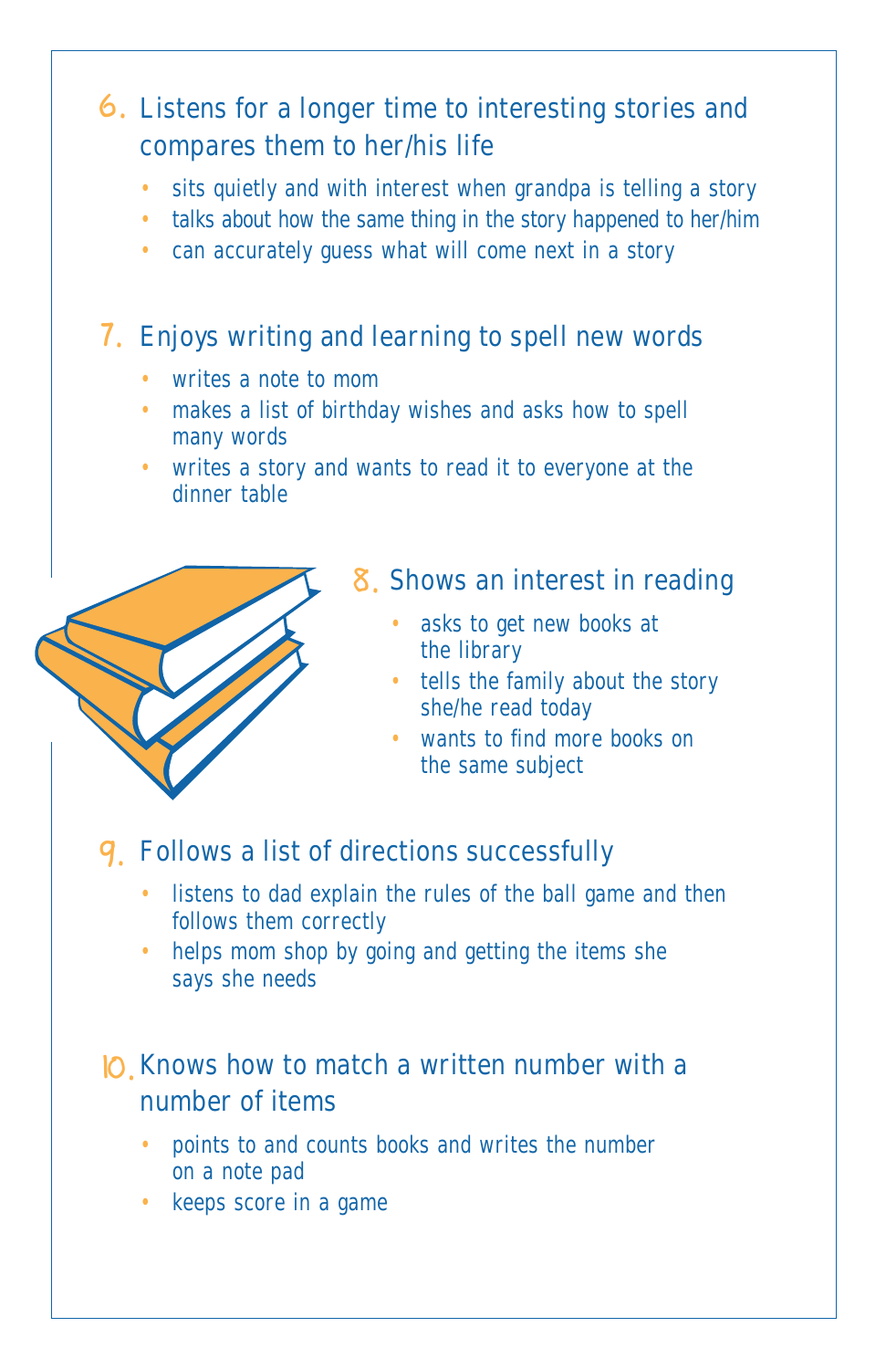6. Listens for a longer time to interesting stories and compares them to her/his life
    - sits quietly and with interest when grandpa is telling a story
    - talks about how the same thing in the story happened to her/him
    - can accurately guess what will come next in a story

7. Enjoys writing and learning to spell new words
    - writes a note to mom
    - makes a list of birthday wishes and asks how to spell many words
    - writes a story and wants to read it to everyone at the dinner table

8. Shows an interest in reading
    - asks to get new books at the library
    - tells the family about the story she/he read today
    - wants to find more books on the same subject

9. Follows a list of directions successfully
    - listens to dad explain the rules of the ball game and then follows them correctly
    - helps mom shop by going and getting the items she says she needs

10. Knows how to match a written number with a number of items
    - points to and counts books and writes the number on a note pad
    - keeps score in a game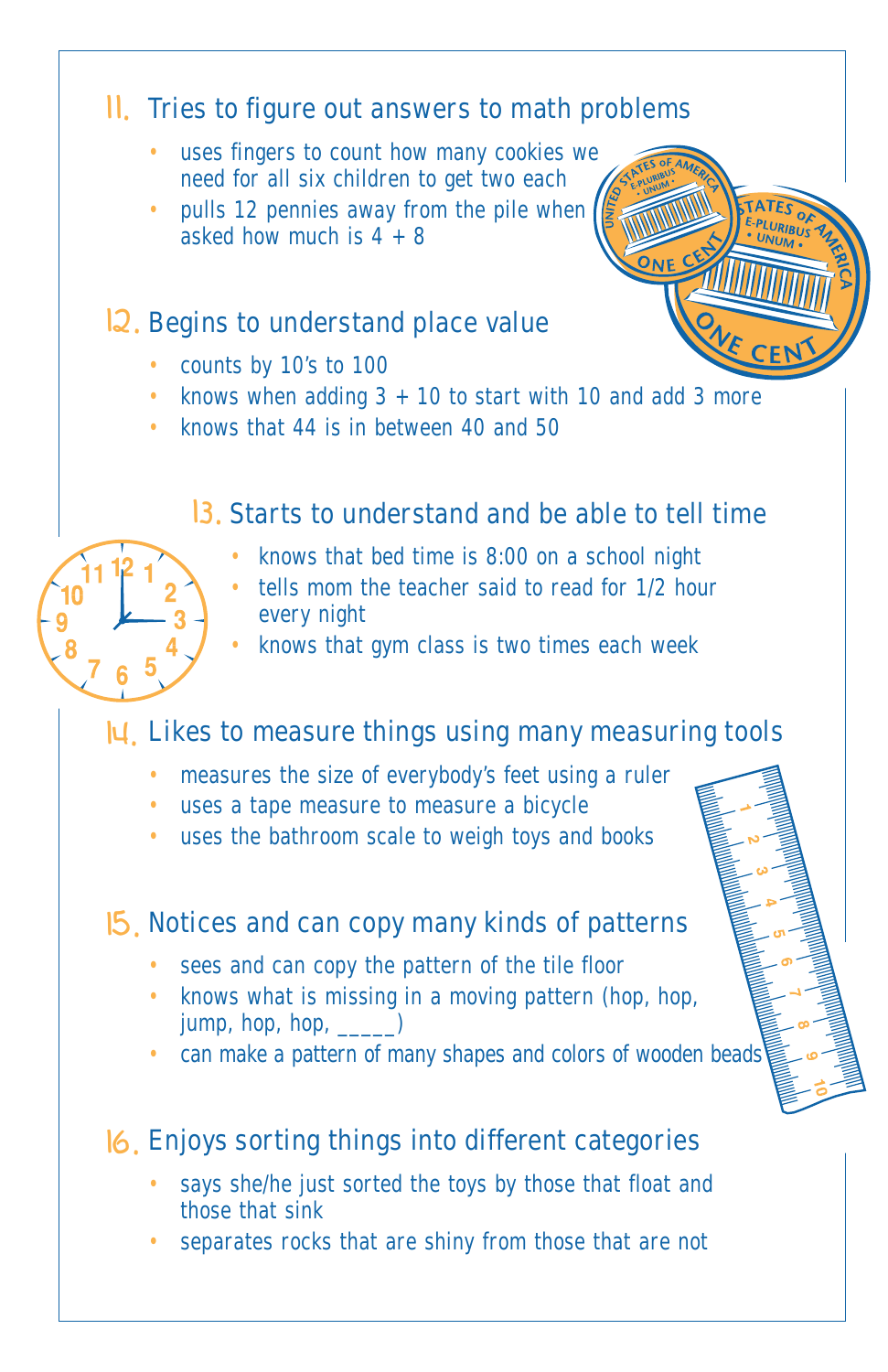## 11. Tries to figure out answers to math problems

- uses fingers to count how many cookies we need for all six children to get two each
- pulls 12 pennies away from the pile when asked how much is 4 + 8

## 12. Begins to understand place value

- counts by 10's to 100
- knows when adding 3 + 10 to start with 10 and add 3 more
- knows that 44 is in between 40 and 50

## 13. Starts to understand and be able to tell time

- knows that bed time is 8:00 on a school night
- tells mom the teacher said to read for 1/2 hour every night
- knows that gym class is two times each week

## 14. Likes to measure things using many measuring tools

- measures the size of everybody's feet using a ruler
- uses a tape measure to measure a bicycle
- uses the bathroom scale to weigh toys and books

## 15. Notices and can copy many kinds of patterns

- sees and can copy the pattern of the tile floor
- knows what is missing in a moving pattern (hop, hop, jump, hop, hop, _____)
- can make a pattern of many shapes and colors of wooden beads

## 16. Enjoys sorting things into different categories

- says she/he just sorted the toys by those that float and those that sink
- separates rocks that are shiny from those that are not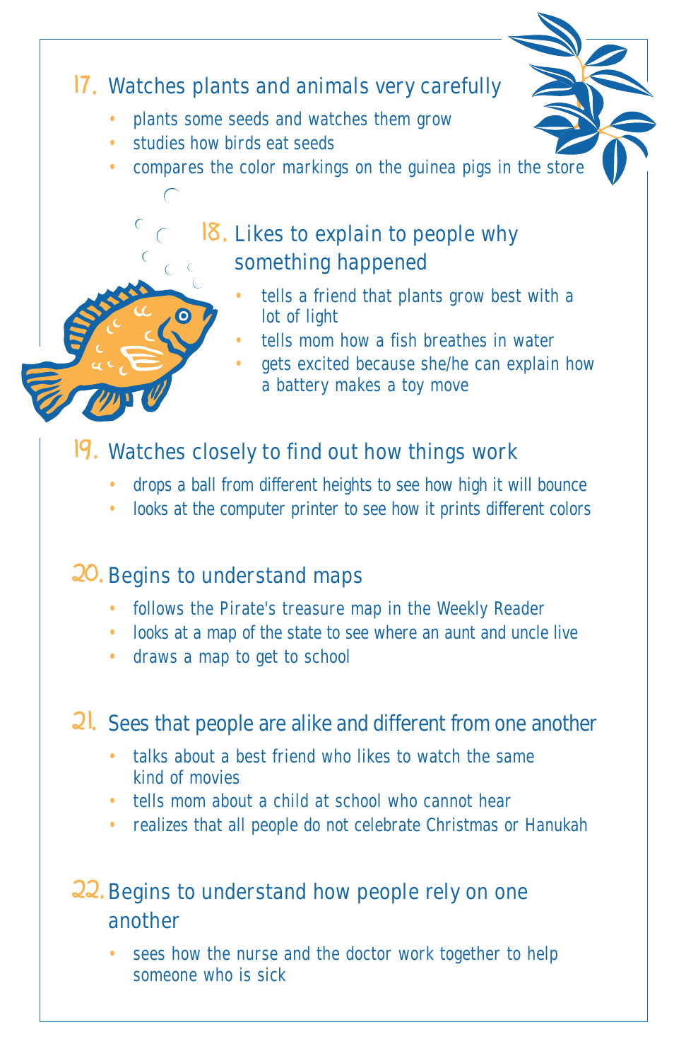## 17. Watches plants and animals very carefully

- plants some seeds and watches them grow
- studies how birds eat seeds
- compares the color markings on the guinea pigs in the store

## 18. Likes to explain to people why something happened

- tells a friend that plants grow best with a lot of light
- tells mom how a fish breathes in water
- gets excited because she/he can explain how a battery makes a toy move

## 19. Watches closely to find out how things work

- drops a ball from different heights to see how high it will bounce
- looks at the computer printer to see how it prints different colors

## 20. Begins to understand maps

- follows the Pirate's treasure map in the Weekly Reader
- looks at a map of the state to see where an aunt and uncle live
- draws a map to get to school

## 21. Sees that people are alike and different from one another

- talks about a best friend who likes to watch the same kind of movies
- tells mom about a child at school who cannot hear
- realizes that all people do not celebrate Christmas or Hanukah

## 22. Begins to understand how people rely on one another

- sees how the nurse and the doctor work together to help someone who is sick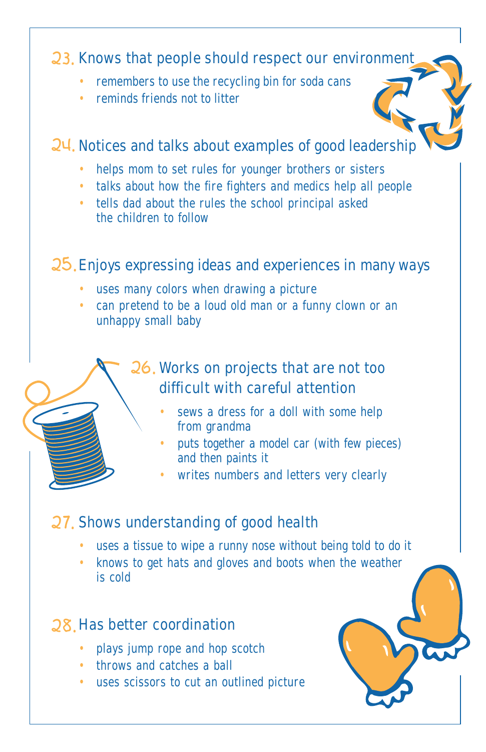## 23. Knows that people should respect our environment

- remembers to use the recycling bin for soda cans
- reminds friends not to litter

## 24. Notices and talks about examples of good leadership

- helps mom to set rules for younger brothers or sisters
- talks about how the fire fighters and medics help all people
- tells dad about the rules the school principal asked the children to follow

## 25. Enjoys expressing ideas and experiences in many ways

- uses many colors when drawing a picture
- can pretend to be a loud old man or a funny clown or an unhappy small baby

## 26. Works on projects that are not too difficult with careful attention

- sews a dress for a doll with some help from grandma
- puts together a model car (with few pieces) and then paints it
- writes numbers and letters very clearly

## 27. Shows understanding of good health

- uses a tissue to wipe a runny nose without being told to do it
- knows to get hats and gloves and boots when the weather is cold

## 28. Has better coordination

- plays jump rope and hop scotch
- throws and catches a ball
- uses scissors to cut an outlined picture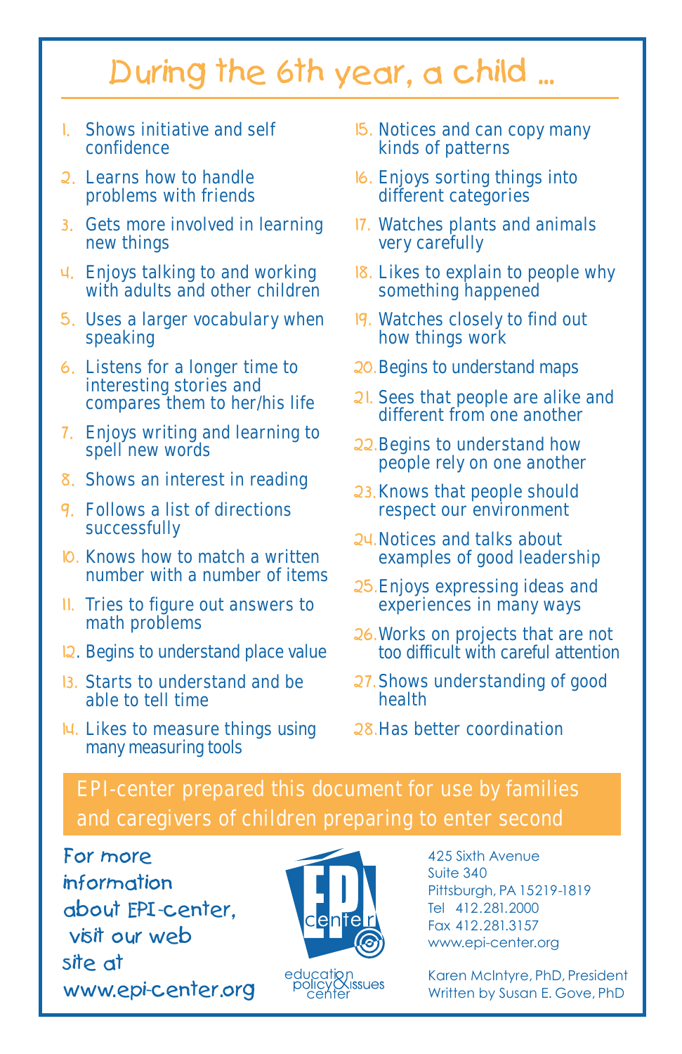# During the 6th year, a child ...

1. Shows initiative and self confidence
2. Learns how to handle problems with friends
3. Gets more involved in learning new things
4. Enjoys talking to and working with adults and other children
5. Uses a larger vocabulary when speaking
6. Listens for a longer time to interesting stories and compares them to her/his life
7. Enjoys writing and learning to spell new words
8. Shows an interest in reading
9. Follows a list of directions successfully
10. Knows how to match a written number with a number of items
11. Tries to figure out answers to math problems
12. Begins to understand place value
13. Starts to understand and be able to tell time
14. Likes to measure things using many measuring tools
15. Notices and can copy many kinds of patterns
16. Enjoys sorting things into different categories
17. Watches plants and animals very carefully
18. Likes to explain to people why something happened
19. Watches closely to find out how things work
20. Begins to understand maps
21. Sees that people are alike and different from one another
22. Begins to understand how people rely on one another
23. Knows that people should respect our environment
24. Notices and talks about examples of good leadership
25. Enjoys expressing ideas and experiences in many ways
26. Works on projects that are not too difficult with careful attention
27. Shows understanding of good health
28. Has better coordination

EPI-center prepared this document for use by families and caregivers of children preparing to enter second

For more information about EPI-center, visit our web site at www.epi-center.org

EPI center
education policy & issues center

425 Sixth Avenue
Suite 340
Pittsburgh, PA 15219-1819
Tel 412.281.2000
Fax 412.281.3157
www.epi-center.org

Karen McIntyre, PhD, President
Written by Susan E. Gove, PhD